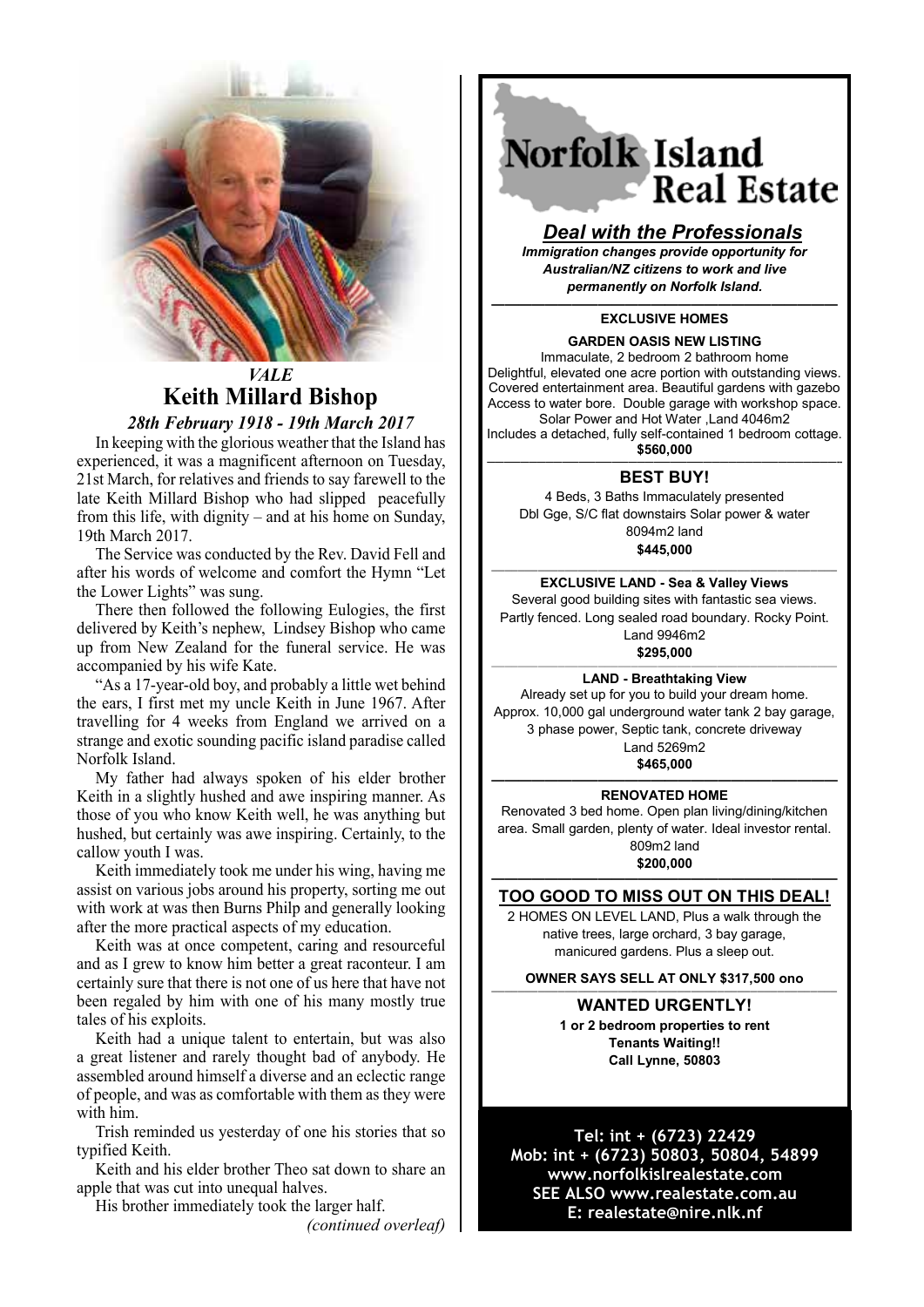*VALE*

# Keith Millard Bishop

***28th February 1918 - 19th March 2017***

In keeping with the glorious weather that the Island has experienced, it was a magnificent afternoon on Tuesday, 21st March, for relatives and friends to say farewell to the late Keith Millard Bishop who had slipped peacefully from this life, with dignity – and at his home on Sunday, 19th March 2017.

The Service was conducted by the Rev. David Fell and after his words of welcome and comfort the Hymn "Let the Lower Lights" was sung.

There then followed the following Eulogies, the first delivered by Keith's nephew, Lindsey Bishop who came up from New Zealand for the funeral service. He was accompanied by his wife Kate.

"As a 17-year-old boy, and probably a little wet behind the ears, I first met my uncle Keith in June 1967. After travelling for 4 weeks from England we arrived on a strange and exotic sounding pacific island paradise called Norfolk Island.

My father had always spoken of his elder brother Keith in a slightly hushed and awe inspiring manner. As those of you who know Keith well, he was anything but hushed, but certainly was awe inspiring. Certainly, to the callow youth I was.

Keith immediately took me under his wing, having me assist on various jobs around his property, sorting me out with work at was then Burns Philp and generally looking after the more practical aspects of my education.

Keith was at once competent, caring and resourceful and as I grew to know him better a great raconteur. I am certainly sure that there is not one of us here that have not been regaled by him with one of his many mostly true tales of his exploits.

Keith had a unique talent to entertain, but was also a great listener and rarely thought bad of anybody. He assembled around himself a diverse and an eclectic range of people, and was as comfortable with them as they were with him.

Trish reminded us yesterday of one his stories that so typified Keith.

Keith and his elder brother Theo sat down to share an apple that was cut into unequal halves.

His brother immediately took the larger half.

*(continued overleaf)*

---

## Norfolk Island Real Estate

***Deal with the Professionals***

***Immigration changes provide opportunity for Australian/NZ citizens to work and live permanently on Norfolk Island.***

**EXCLUSIVE HOMES**

**GARDEN OASIS NEW LISTING**
Immaculate, 2 bedroom 2 bathroom home
Delightful, elevated one acre portion with outstanding views.
Covered entertainment area. Beautiful gardens with gazebo
Access to water bore. Double garage with workshop space.
Solar Power and Hot Water ,Land 4046m2
Includes a detached, fully self-contained 1 bedroom cottage.
**$560,000**

**BEST BUY!**
4 Beds, 3 Baths Immaculately presented
Dbl Gge, S/C flat downstairs Solar power & water
8094m2 land
**$445,000**

**EXCLUSIVE LAND - Sea & Valley Views**
Several good building sites with fantastic sea views.
Partly fenced. Long sealed road boundary. Rocky Point.
Land 9946m2
**$295,000**

**LAND - Breathtaking View**
Already set up for you to build your dream home.
Approx. 10,000 gal underground water tank 2 bay garage,
3 phase power, Septic tank, concrete driveway
Land 5269m2
**$465,000**

**RENOVATED HOME**
Renovated 3 bed home. Open plan living/dining/kitchen area. Small garden, plenty of water. Ideal investor rental.
809m2 land
**$200,000**

**TOO GOOD TO MISS OUT ON THIS DEAL!**
2 HOMES ON LEVEL LAND, Plus a walk through the native trees, large orchard, 3 bay garage, manicured gardens. Plus a sleep out.

**OWNER SAYS SELL AT ONLY $317,500 ono**

**WANTED URGENTLY!**
**1 or 2 bedroom properties to rent**
**Tenants Waiting!!**
**Call Lynne, 50803**

**Tel: int + (6723) 22429**
**Mob: int + (6723) 50803, 50804, 54899**
**www.norfolkislrealestate.com**
**SEE ALSO www.realestate.com.au**
**E: realestate@nire.nlk.nf**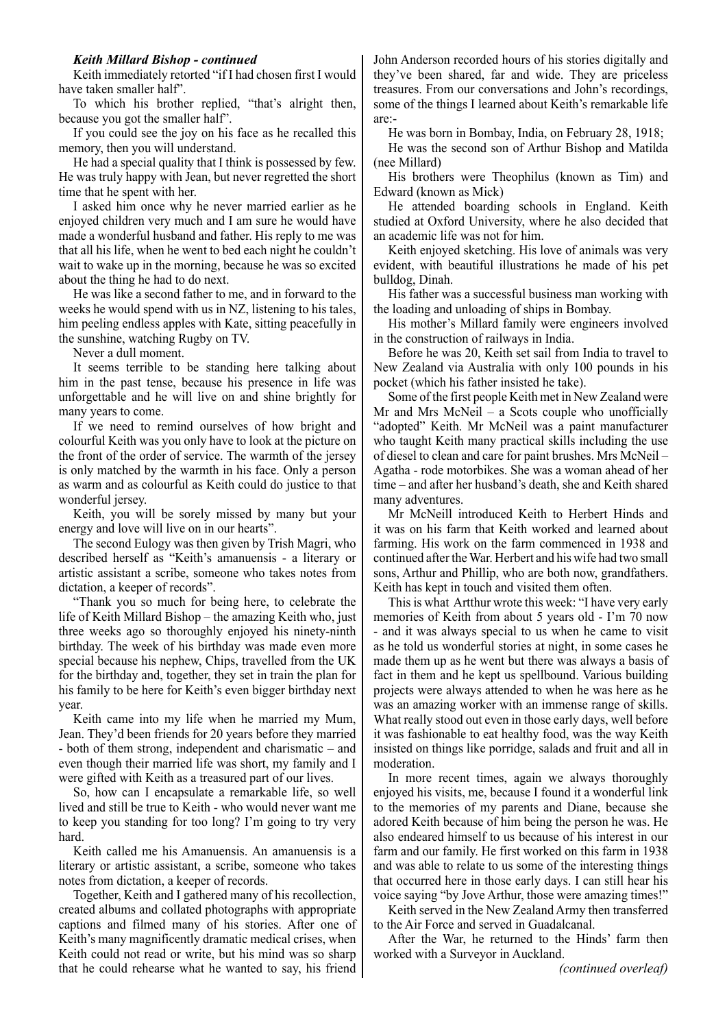***Keith Millard Bishop - continued***

Keith immediately retorted "if I had chosen first I would have taken smaller half".

To which his brother replied, "that's alright then, because you got the smaller half".

If you could see the joy on his face as he recalled this memory, then you will understand.

He had a special quality that I think is possessed by few. He was truly happy with Jean, but never regretted the short time that he spent with her.

I asked him once why he never married earlier as he enjoyed children very much and I am sure he would have made a wonderful husband and father. His reply to me was that all his life, when he went to bed each night he couldn't wait to wake up in the morning, because he was so excited about the thing he had to do next.

He was like a second father to me, and in forward to the weeks he would spend with us in NZ, listening to his tales, him peeling endless apples with Kate, sitting peacefully in the sunshine, watching Rugby on TV.

Never a dull moment.

It seems terrible to be standing here talking about him in the past tense, because his presence in life was unforgettable and he will live on and shine brightly for many years to come.

If we need to remind ourselves of how bright and colourful Keith was you only have to look at the picture on the front of the order of service. The warmth of the jersey is only matched by the warmth in his face. Only a person as warm and as colourful as Keith could do justice to that wonderful jersey.

Keith, you will be sorely missed by many but your energy and love will live on in our hearts".

The second Eulogy was then given by Trish Magri, who described herself as "Keith's amanuensis - a literary or artistic assistant a scribe, someone who takes notes from dictation, a keeper of records".

"Thank you so much for being here, to celebrate the life of Keith Millard Bishop – the amazing Keith who, just three weeks ago so thoroughly enjoyed his ninety-ninth birthday. The week of his birthday was made even more special because his nephew, Chips, travelled from the UK for the birthday and, together, they set in train the plan for his family to be here for Keith's even bigger birthday next year.

Keith came into my life when he married my Mum, Jean. They'd been friends for 20 years before they married - both of them strong, independent and charismatic – and even though their married life was short, my family and I were gifted with Keith as a treasured part of our lives.

So, how can I encapsulate a remarkable life, so well lived and still be true to Keith - who would never want me to keep you standing for too long? I'm going to try very hard.

Keith called me his Amanuensis. An amanuensis is a literary or artistic assistant, a scribe, someone who takes notes from dictation, a keeper of records.

Together, Keith and I gathered many of his recollection, created albums and collated photographs with appropriate captions and filmed many of his stories. After one of Keith's many magnificently dramatic medical crises, when Keith could not read or write, but his mind was so sharp that he could rehearse what he wanted to say, his friend John Anderson recorded hours of his stories digitally and they've been shared, far and wide. They are priceless treasures. From our conversations and John's recordings, some of the things I learned about Keith's remarkable life are:-

He was born in Bombay, India, on February 28, 1918;

He was the second son of Arthur Bishop and Matilda (nee Millard)

His brothers were Theophilus (known as Tim) and Edward (known as Mick)

He attended boarding schools in England. Keith studied at Oxford University, where he also decided that an academic life was not for him.

Keith enjoyed sketching. His love of animals was very evident, with beautiful illustrations he made of his pet bulldog, Dinah.

His father was a successful business man working with the loading and unloading of ships in Bombay.

His mother's Millard family were engineers involved in the construction of railways in India.

Before he was 20, Keith set sail from India to travel to New Zealand via Australia with only 100 pounds in his pocket (which his father insisted he take).

Some of the first people Keith met in New Zealand were Mr and Mrs McNeil – a Scots couple who unofficially "adopted" Keith. Mr McNeil was a paint manufacturer who taught Keith many practical skills including the use of diesel to clean and care for paint brushes. Mrs McNeil – Agatha - rode motorbikes. She was a woman ahead of her time – and after her husband's death, she and Keith shared many adventures.

Mr McNeill introduced Keith to Herbert Hinds and it was on his farm that Keith worked and learned about farming. His work on the farm commenced in 1938 and continued after the War. Herbert and his wife had two small sons, Arthur and Phillip, who are both now, grandfathers. Keith has kept in touch and visited them often.

This is what Artthur wrote this week: "I have very early memories of Keith from about 5 years old - I'm 70 now - and it was always special to us when he came to visit as he told us wonderful stories at night, in some cases he made them up as he went but there was always a basis of fact in them and he kept us spellbound. Various building projects were always attended to when he was here as he was an amazing worker with an immense range of skills. What really stood out even in those early days, well before it was fashionable to eat healthy food, was the way Keith insisted on things like porridge, salads and fruit and all in moderation.

In more recent times, again we always thoroughly enjoyed his visits, me, because I found it a wonderful link to the memories of my parents and Diane, because she adored Keith because of him being the person he was. He also endeared himself to us because of his interest in our farm and our family. He first worked on this farm in 1938 and was able to relate to us some of the interesting things that occurred here in those early days. I can still hear his voice saying "by Jove Arthur, those were amazing times!"

Keith served in the New Zealand Army then transferred to the Air Force and served in Guadalcanal.

After the War, he returned to the Hinds' farm then worked with a Surveyor in Auckland.

*(continued overleaf)*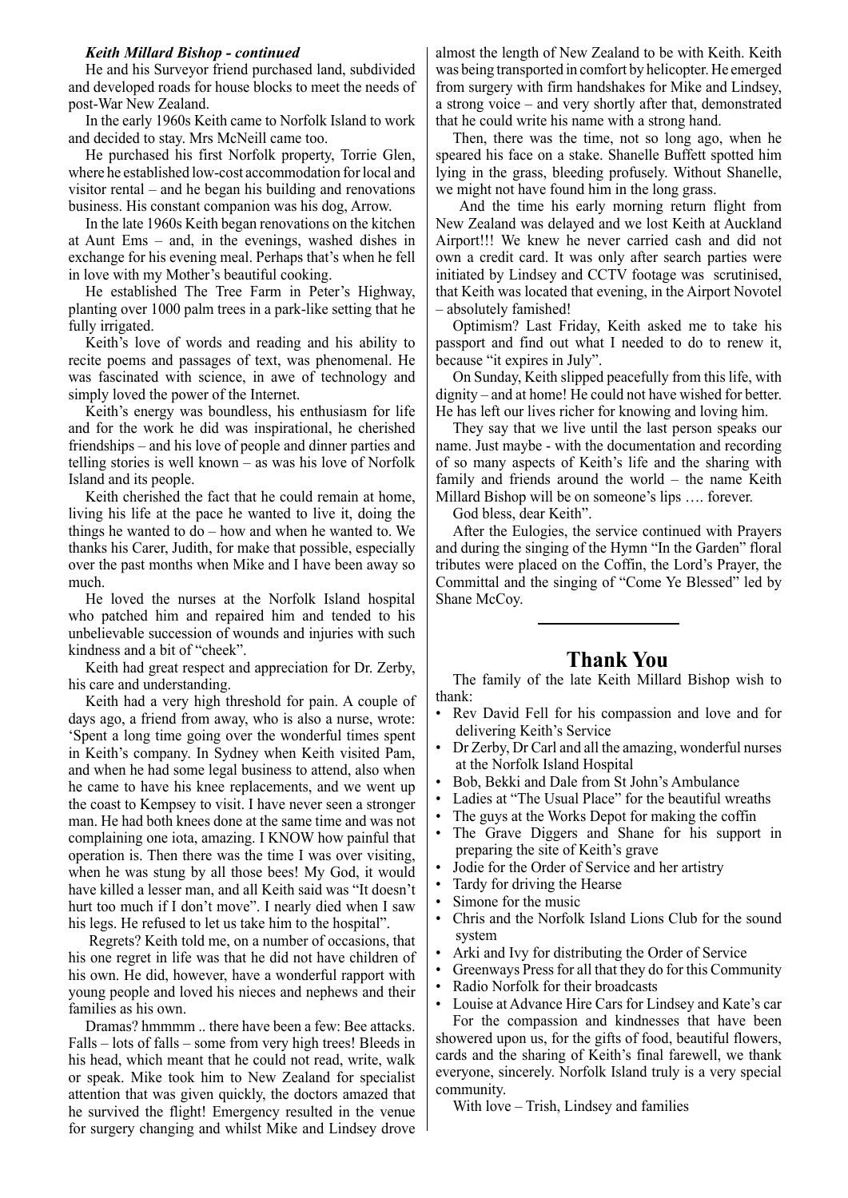***Keith Millard Bishop - continued***

He and his Surveyor friend purchased land, subdivided and developed roads for house blocks to meet the needs of post-War New Zealand.

In the early 1960s Keith came to Norfolk Island to work and decided to stay. Mrs McNeill came too.

He purchased his first Norfolk property, Torrie Glen, where he established low-cost accommodation for local and visitor rental – and he began his building and renovations business. His constant companion was his dog, Arrow.

In the late 1960s Keith began renovations on the kitchen at Aunt Ems – and, in the evenings, washed dishes in exchange for his evening meal. Perhaps that's when he fell in love with my Mother's beautiful cooking.

He established The Tree Farm in Peter's Highway, planting over 1000 palm trees in a park-like setting that he fully irrigated.

Keith's love of words and reading and his ability to recite poems and passages of text, was phenomenal. He was fascinated with science, in awe of technology and simply loved the power of the Internet.

Keith's energy was boundless, his enthusiasm for life and for the work he did was inspirational, he cherished friendships – and his love of people and dinner parties and telling stories is well known – as was his love of Norfolk Island and its people.

Keith cherished the fact that he could remain at home, living his life at the pace he wanted to live it, doing the things he wanted to do – how and when he wanted to. We thanks his Carer, Judith, for make that possible, especially over the past months when Mike and I have been away so much.

He loved the nurses at the Norfolk Island hospital who patched him and repaired him and tended to his unbelievable succession of wounds and injuries with such kindness and a bit of "cheek".

Keith had great respect and appreciation for Dr. Zerby, his care and understanding.

Keith had a very high threshold for pain. A couple of days ago, a friend from away, who is also a nurse, wrote: 'Spent a long time going over the wonderful times spent in Keith's company. In Sydney when Keith visited Pam, and when he had some legal business to attend, also when he came to have his knee replacements, and we went up the coast to Kempsey to visit. I have never seen a stronger man. He had both knees done at the same time and was not complaining one iota, amazing. I KNOW how painful that operation is. Then there was the time I was over visiting, when he was stung by all those bees! My God, it would have killed a lesser man, and all Keith said was "It doesn't hurt too much if I don't move". I nearly died when I saw his legs. He refused to let us take him to the hospital".

Regrets? Keith told me, on a number of occasions, that his one regret in life was that he did not have children of his own. He did, however, have a wonderful rapport with young people and loved his nieces and nephews and their families as his own.

Dramas? hmmmm .. there have been a few: Bee attacks. Falls – lots of falls – some from very high trees! Bleeds in his head, which meant that he could not read, write, walk or speak. Mike took him to New Zealand for specialist attention that was given quickly, the doctors amazed that he survived the flight! Emergency resulted in the venue for surgery changing and whilst Mike and Lindsey drove almost the length of New Zealand to be with Keith. Keith was being transported in comfort by helicopter. He emerged from surgery with firm handshakes for Mike and Lindsey, a strong voice – and very shortly after that, demonstrated that he could write his name with a strong hand.

Then, there was the time, not so long ago, when he speared his face on a stake. Shanelle Buffett spotted him lying in the grass, bleeding profusely. Without Shanelle, we might not have found him in the long grass.

And the time his early morning return flight from New Zealand was delayed and we lost Keith at Auckland Airport!!! We knew he never carried cash and did not own a credit card. It was only after search parties were initiated by Lindsey and CCTV footage was scrutinised, that Keith was located that evening, in the Airport Novotel – absolutely famished!

Optimism? Last Friday, Keith asked me to take his passport and find out what I needed to do to renew it, because "it expires in July".

On Sunday, Keith slipped peacefully from this life, with dignity – and at home! He could not have wished for better. He has left our lives richer for knowing and loving him.

They say that we live until the last person speaks our name. Just maybe - with the documentation and recording of so many aspects of Keith's life and the sharing with family and friends around the world – the name Keith Millard Bishop will be on someone's lips …. forever.

God bless, dear Keith".

After the Eulogies, the service continued with Prayers and during the singing of the Hymn "In the Garden" floral tributes were placed on the Coffin, the Lord's Prayer, the Committal and the singing of "Come Ye Blessed" led by Shane McCoy.

## Thank You

The family of the late Keith Millard Bishop wish to thank:

- Rev David Fell for his compassion and love and for delivering Keith's Service
- Dr Zerby, Dr Carl and all the amazing, wonderful nurses at the Norfolk Island Hospital
- Bob, Bekki and Dale from St John's Ambulance
- Ladies at "The Usual Place" for the beautiful wreaths
- The guys at the Works Depot for making the coffin
- The Grave Diggers and Shane for his support in preparing the site of Keith's grave
- Jodie for the Order of Service and her artistry
- Tardy for driving the Hearse
- Simone for the music
- Chris and the Norfolk Island Lions Club for the sound system
- Arki and Ivy for distributing the Order of Service
- Greenways Press for all that they do for this Community
- Radio Norfolk for their broadcasts
- Louise at Advance Hire Cars for Lindsey and Kate's car

For the compassion and kindnesses that have been showered upon us, for the gifts of food, beautiful flowers, cards and the sharing of Keith's final farewell, we thank everyone, sincerely. Norfolk Island truly is a very special community.

With love – Trish, Lindsey and families